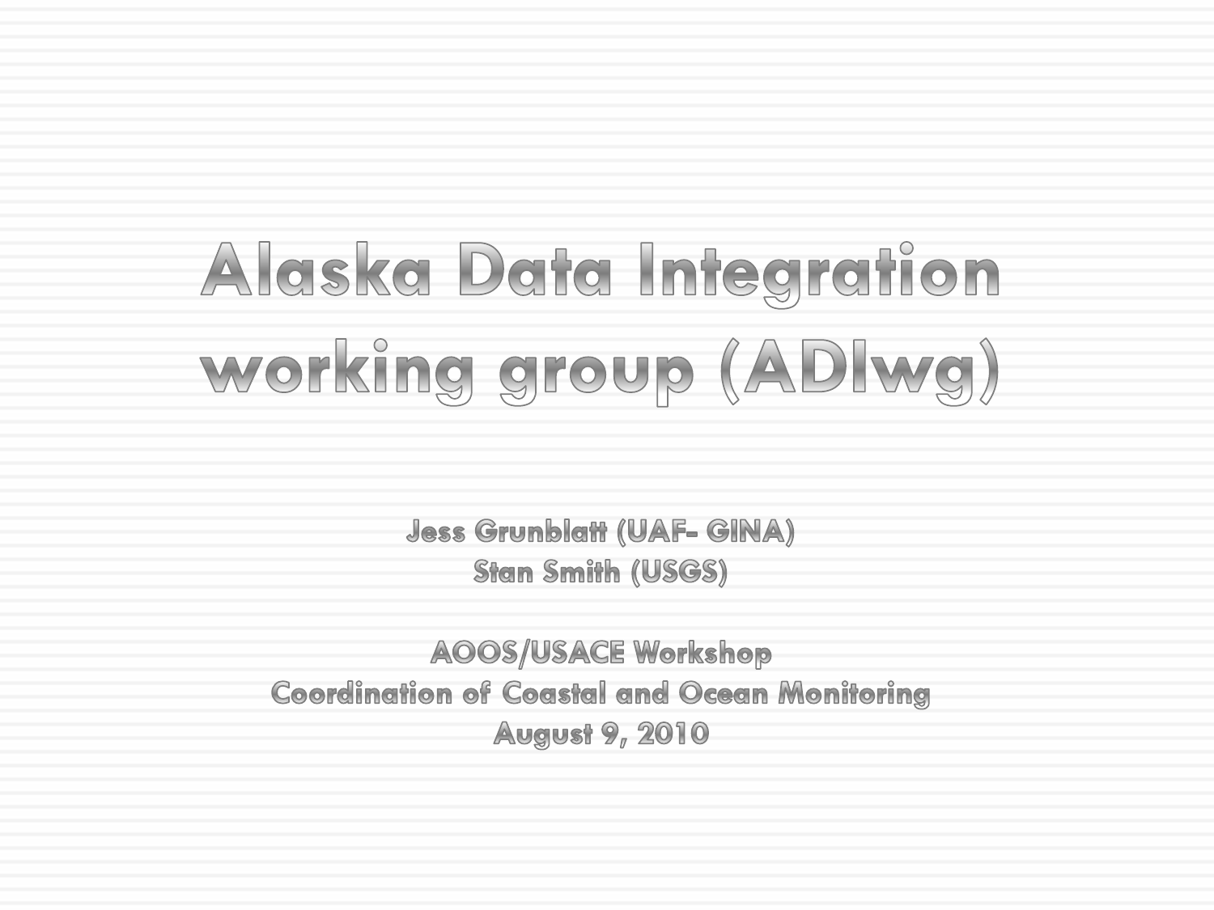# Alaska Data Integration working group (ADIwg)

**Jess Grunblatt (UAF- GINA)**
**Stan Smith (USGS)**

**AOOS/USACE Workshop**
**Coordination of Coastal and Ocean Monitoring**
**August 9, 2010**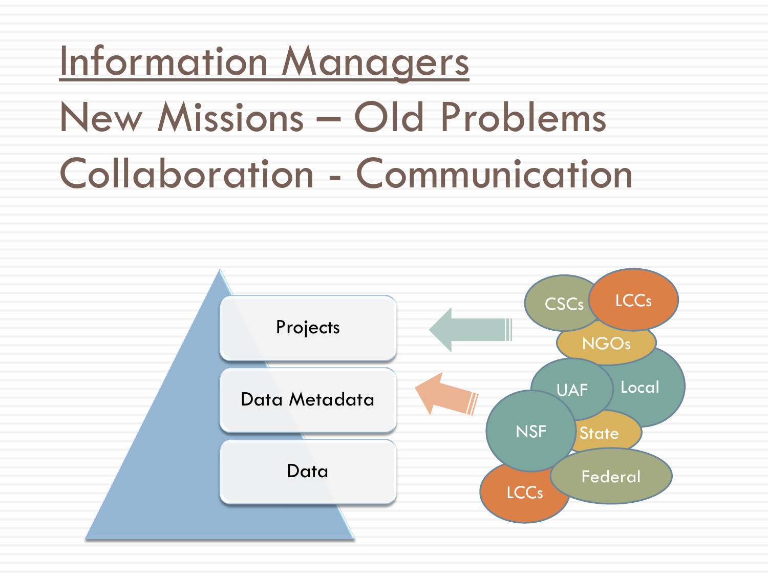# Information Managers

## New Missions – Old Problems

## Collaboration - Communication

Projects

Data Metadata

Data

CSCs

LCCs

NGOs

UAF

Local

NSF

State

Federal

LCCs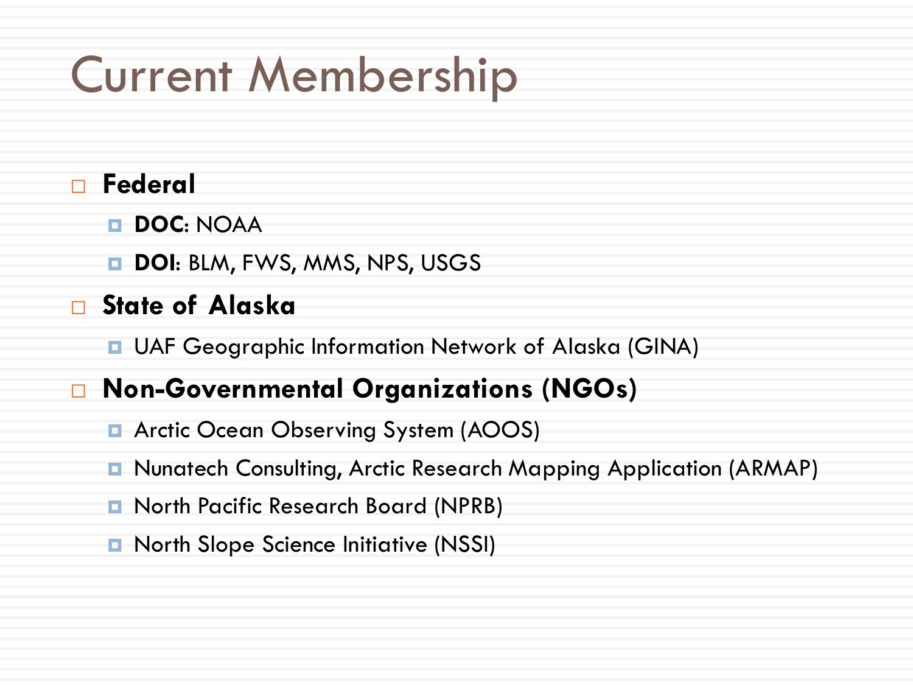# Current Membership

- **Federal**
  - **DOC**: NOAA
  - **DOI**: BLM, FWS, MMS, NPS, USGS
- **State of Alaska**
  - UAF Geographic Information Network of Alaska (GINA)
- **Non-Governmental Organizations (NGOs)**
  - Arctic Ocean Observing System (AOOS)
  - Nunatech Consulting, Arctic Research Mapping Application (ARMAP)
  - North Pacific Research Board (NPRB)
  - North Slope Science Initiative (NSSI)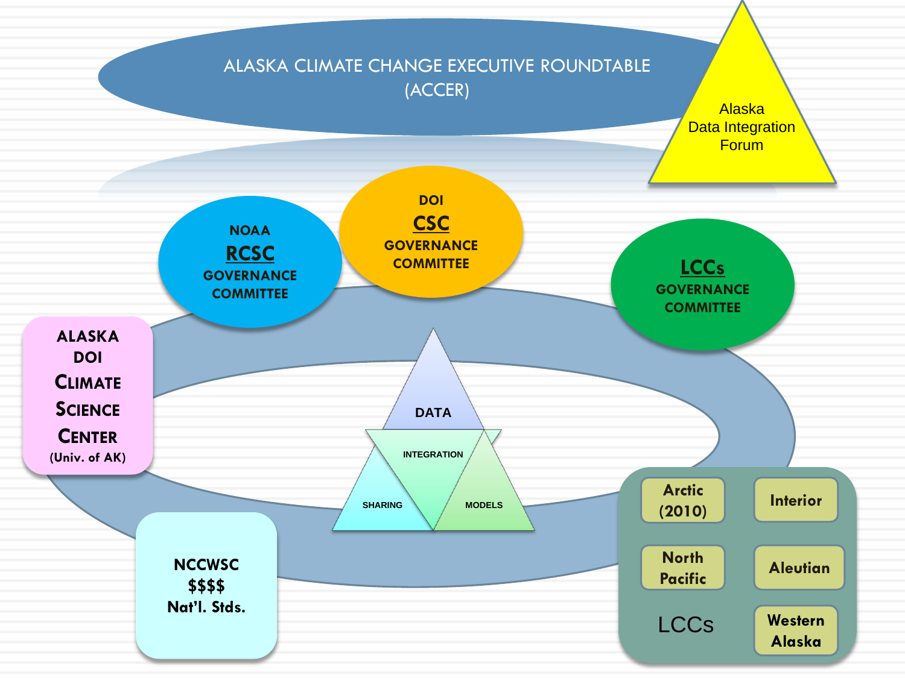ALASKA CLIMATE CHANGE EXECUTIVE ROUNDTABLE (ACCER)

Alaska Data Integration Forum

NOAA **RCSC** GOVERNANCE COMMITTEE

DOI **CSC** GOVERNANCE COMMITTEE

**LCCs** GOVERNANCE COMMITTEE

ALASKA DOI CLIMATE SCIENCE CENTER (Univ. of AK)

DATA

INTEGRATION

SHARING

MODELS

NCCWSC
$$$$
Nat'l. Stds.

LCCs

- Arctic (2010)
- Interior
- North Pacific
- Aleutian
- Western Alaska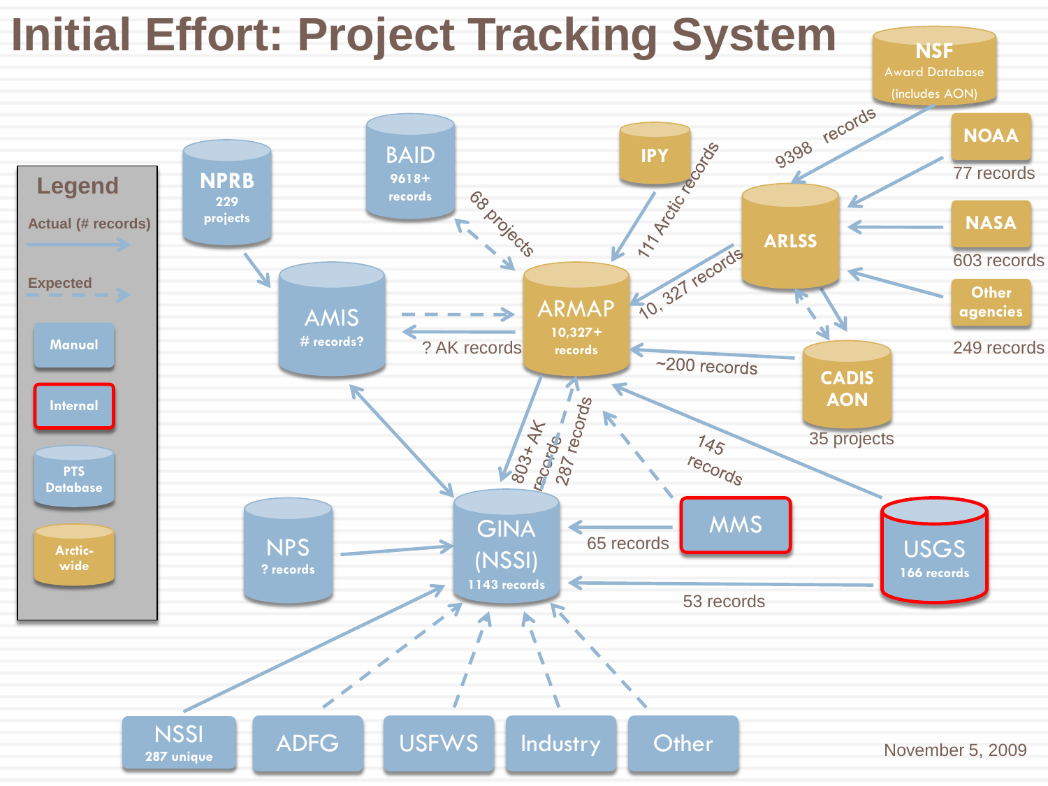# Initial Effort: Project Tracking System

**Legend**

- Actual (# records)
- Expected
- Manual
- Internal
- PTS Database
- Arctic-wide

NSF Award Database (includes AON)

NOAA — 77 records

NASA — 603 records

Other agencies — 249 records

NPRB — 229 projects

BAID — 9618+ records

IPY

ARLSS

AMIS — # records?

ARMAP — 10,327+ records

CADIS AON — 35 projects

NPS — ? records

GINA (NSSI) — 1143 records

MMS

USGS — 166 records

NSSI — 287 unique

ADFG

USFWS

Industry

Other

9398 records

68 projects

111 Arctic records

10, 327 records

? AK records

~200 records

803+ AK records

287 records

145 records

65 records

53 records

November 5, 2009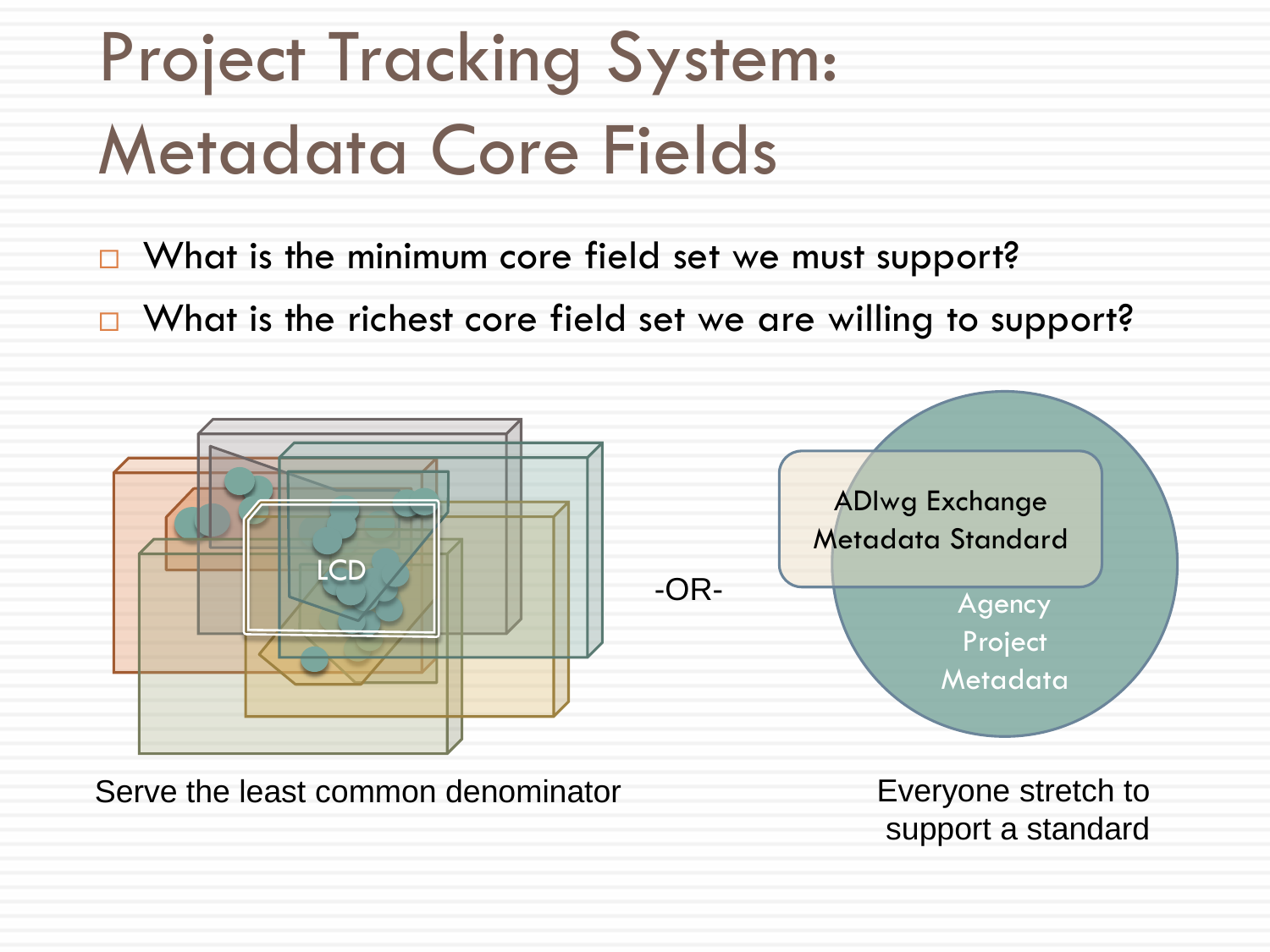# Project Tracking System: Metadata Core Fields

- What is the minimum core field set we must support?
- What is the richest core field set we are willing to support?

LCD

Serve the least common denominator

-OR-

ADIwg Exchange Metadata Standard

Agency Project Metadata

Everyone stretch to support a standard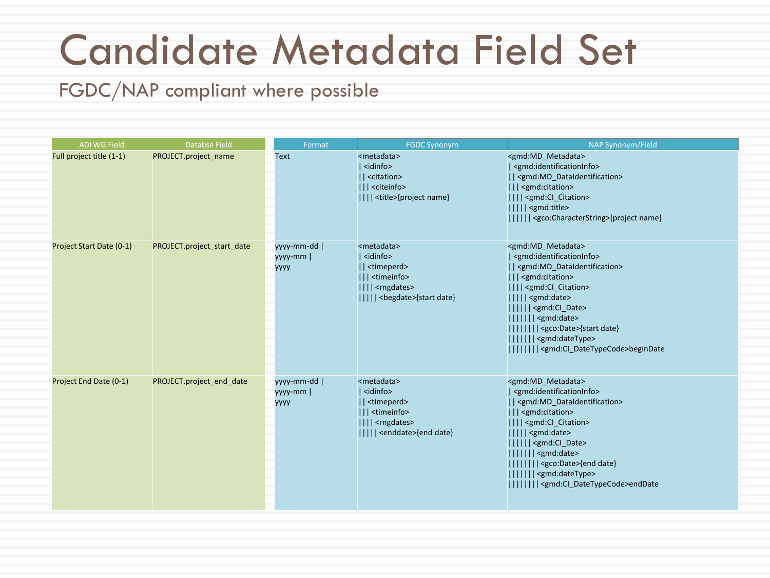# Candidate Metadata Field Set

## FGDC/NAP compliant where possible

| ADI WG Field | Databse Field | Format | FGDC Synonym | NAP Synonym/Field |
|---|---|---|---|---|
| Full project title (1-1) | PROJECT.project_name | Text | <metadata><br>\| <idinfo><br>\|\| <citation><br>\|\|\| <citeinfo><br>\|\|\|\| <title>{project name} | <gmd:MD_Metadata><br>\| <gmd:identificationInfo><br>\|\| <gmd:MD_DataIdentification><br>\|\|\| <gmd:citation><br>\|\|\|\| <gmd:CI_Citation><br>\|\|\|\|\| <gmd:title><br>\|\|\|\|\|\| <gco:CharacterString>{project name} |
| Project Start Date (0-1) | PROJECT.project_start_date | yyyy-mm-dd \|<br>yyyy-mm \|<br>yyyy | <metadata><br>\| <idinfo><br>\|\| <timeperd><br>\|\|\| <timeinfo><br>\|\|\|\| <rngdates><br>\|\|\|\|\| <begdate>{start date} | <gmd:MD_Metadata><br>\| <gmd:identificationInfo><br>\|\| <gmd:MD_DataIdentification><br>\|\|\| <gmd:citation><br>\|\|\|\| <gmd:CI_Citation><br>\|\|\|\|\| <gmd:date><br>\|\|\|\|\|\| <gmd:CI_Date><br>\|\|\|\|\|\|\| <gmd:date><br>\|\|\|\|\|\|\|\| <gco:Date>{start date}<br>\|\|\|\|\|\|\| <gmd:dateType><br>\|\|\|\|\|\|\|\| <gmd:CI_DateTypeCode>beginDate |
| Project End Date (0-1) | PROJECT.project_end_date | yyyy-mm-dd \|<br>yyyy-mm \|<br>yyyy | <metadata><br>\| <idinfo><br>\|\| <timeperd><br>\|\|\| <timeinfo><br>\|\|\|\| <rngdates><br>\|\|\|\|\| <enddate>{end date} | <gmd:MD_Metadata><br>\| <gmd:identificationInfo><br>\|\| <gmd:MD_DataIdentification><br>\|\|\| <gmd:citation><br>\|\|\|\| <gmd:CI_Citation><br>\|\|\|\|\| <gmd:date><br>\|\|\|\|\|\| <gmd:CI_Date><br>\|\|\|\|\|\|\| <gmd:date><br>\|\|\|\|\|\|\|\| <gco:Date>{end date}<br>\|\|\|\|\|\|\| <gmd:dateType><br>\|\|\|\|\|\|\|\| <gmd:CI_DateTypeCode>endDate |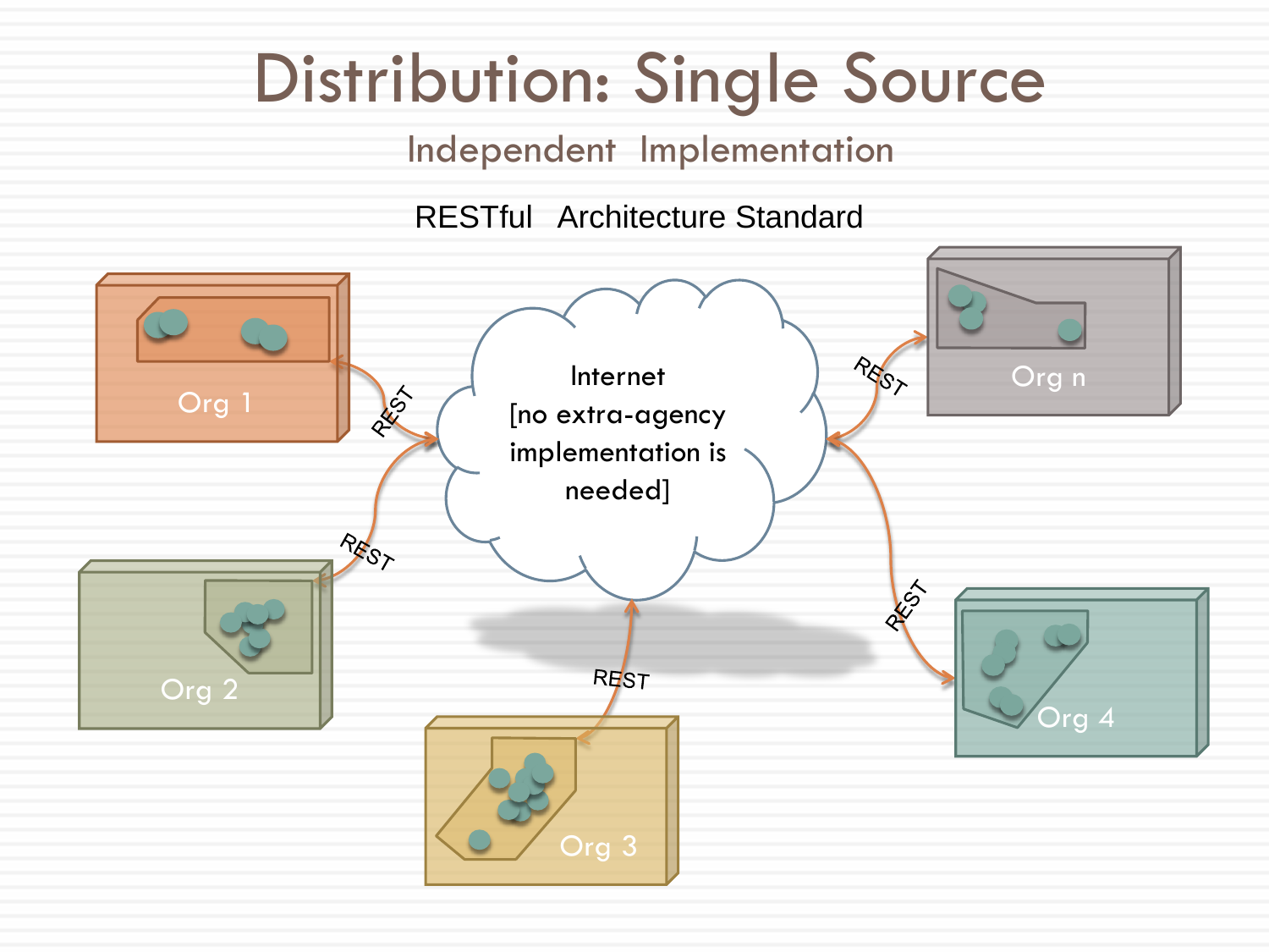# Distribution: Single Source

## Independent Implementation

RESTful Architecture Standard

Internet [no extra-agency implementation is needed]

Org 1

Org 2

Org 3

Org 4

Org n

REST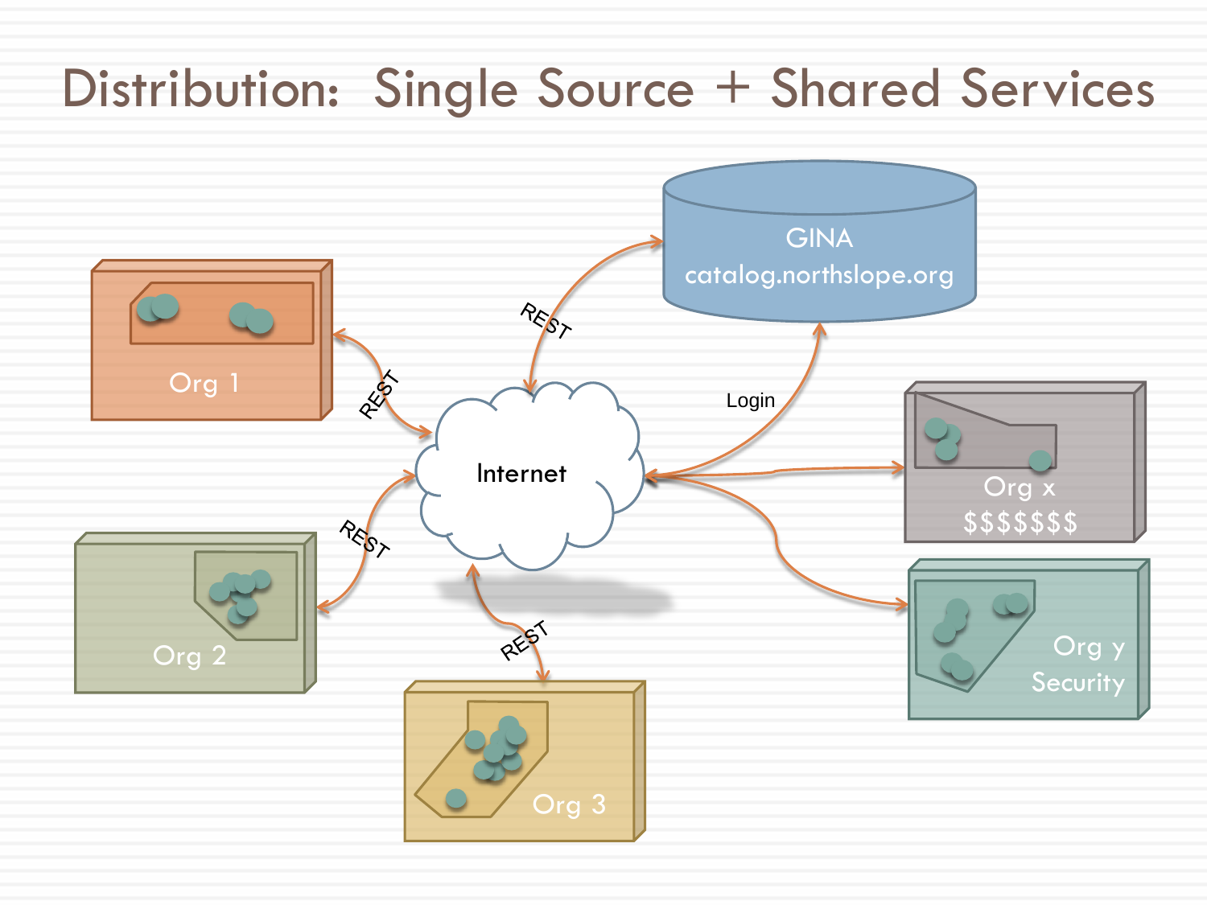# Distribution: Single Source + Shared Services

GINA
catalog.northslope.org

REST

Org 1

REST

Internet

Login

Org x
$$$$$$$

REST

Org 2

REST

Org 3

Org y
Security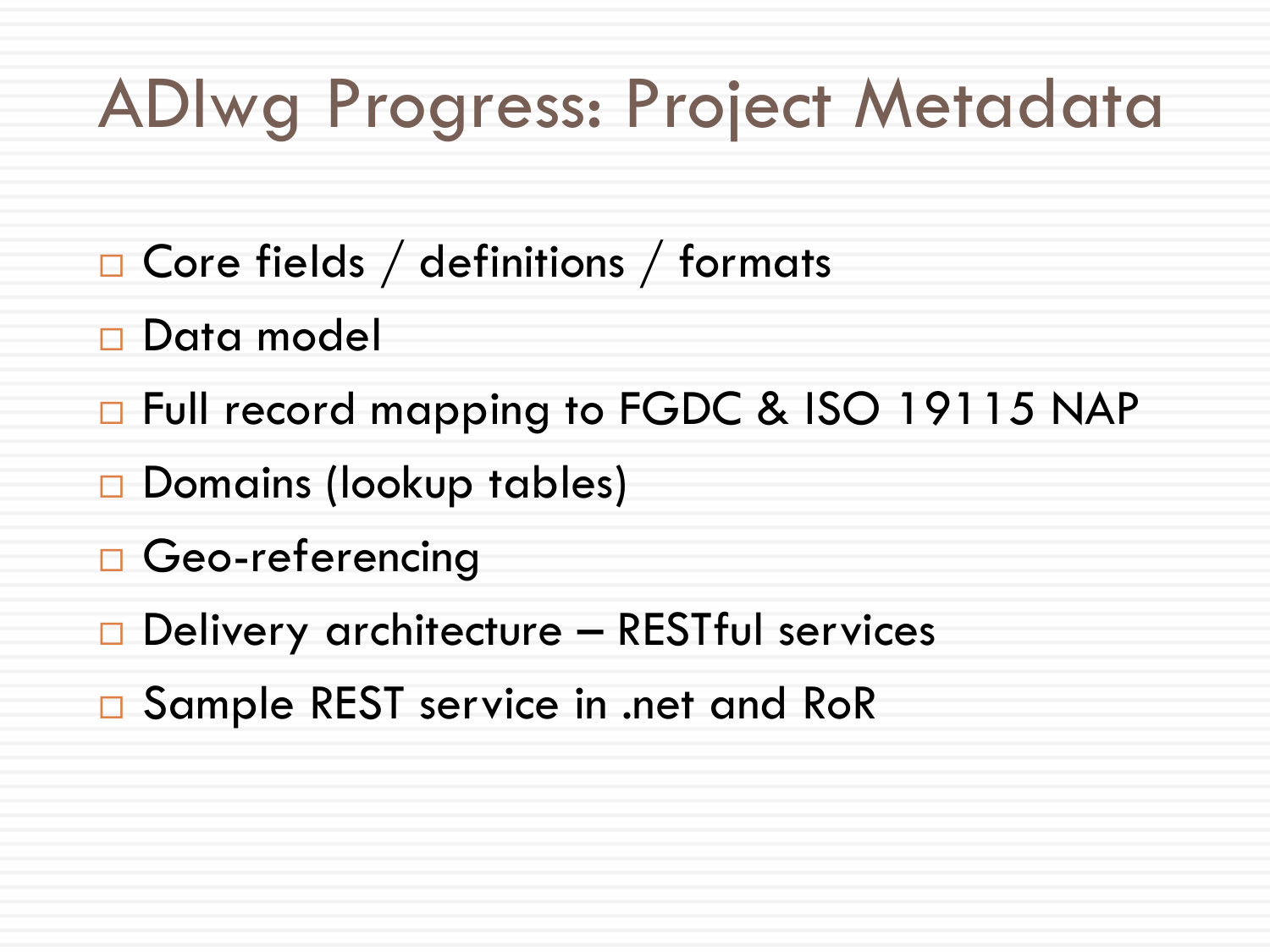# ADIwg Progress: Project Metadata

- Core fields / definitions / formats
- Data model
- Full record mapping to FGDC & ISO 19115 NAP
- Domains (lookup tables)
- Geo-referencing
- Delivery architecture – RESTful services
- Sample REST service in .net and RoR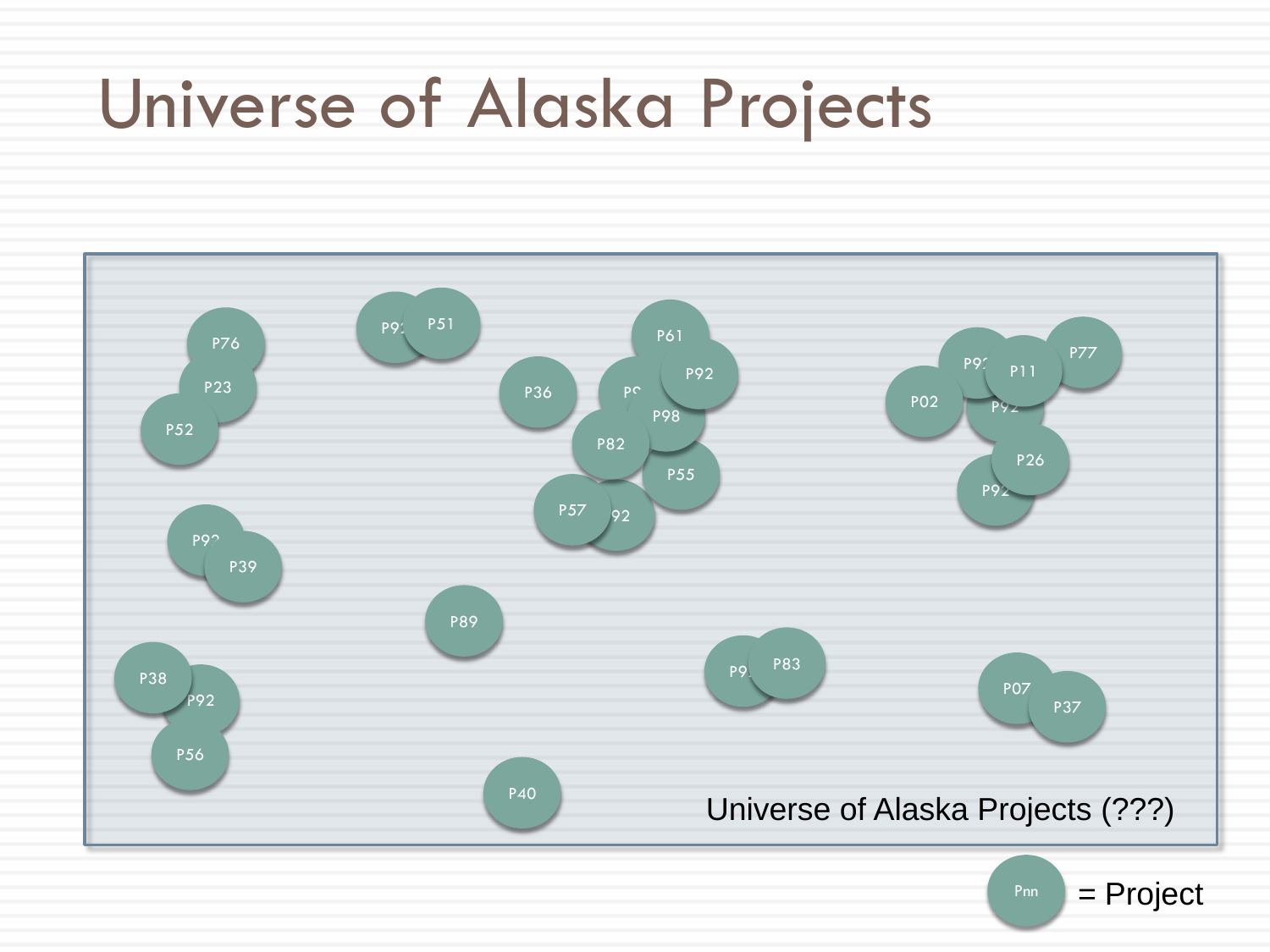# Universe of Alaska Projects

P76 P23 P52 P92 P51 P36 P61 P92 P9 P98 P82 P55 P57 92 P92 P11 P77 P02 P92 P26 P92 P92 P39 P89 P38 P92 P56 P40 P9 P83 P07 P37

Universe of Alaska Projects (???)

Pnn = Project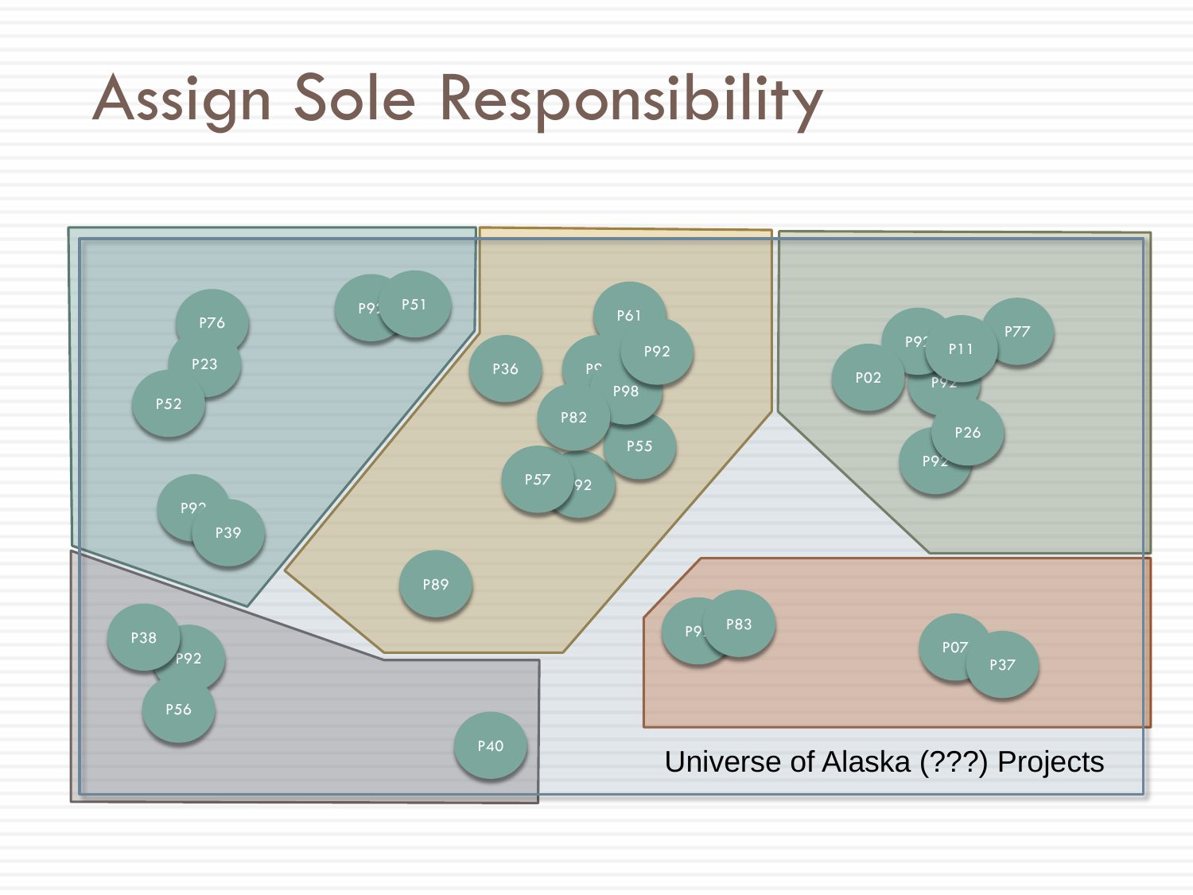# Assign Sole Responsibility

P76
P23
P52
P92
P51
P92
P39
P36
P61
P92
P9
P98
P82
P55
P57
92
P89
P92
P11
P77
P02
P92
P26
P92
P38
P92
P56
P40
P9
P83
P07
P37

Universe of Alaska (???) Projects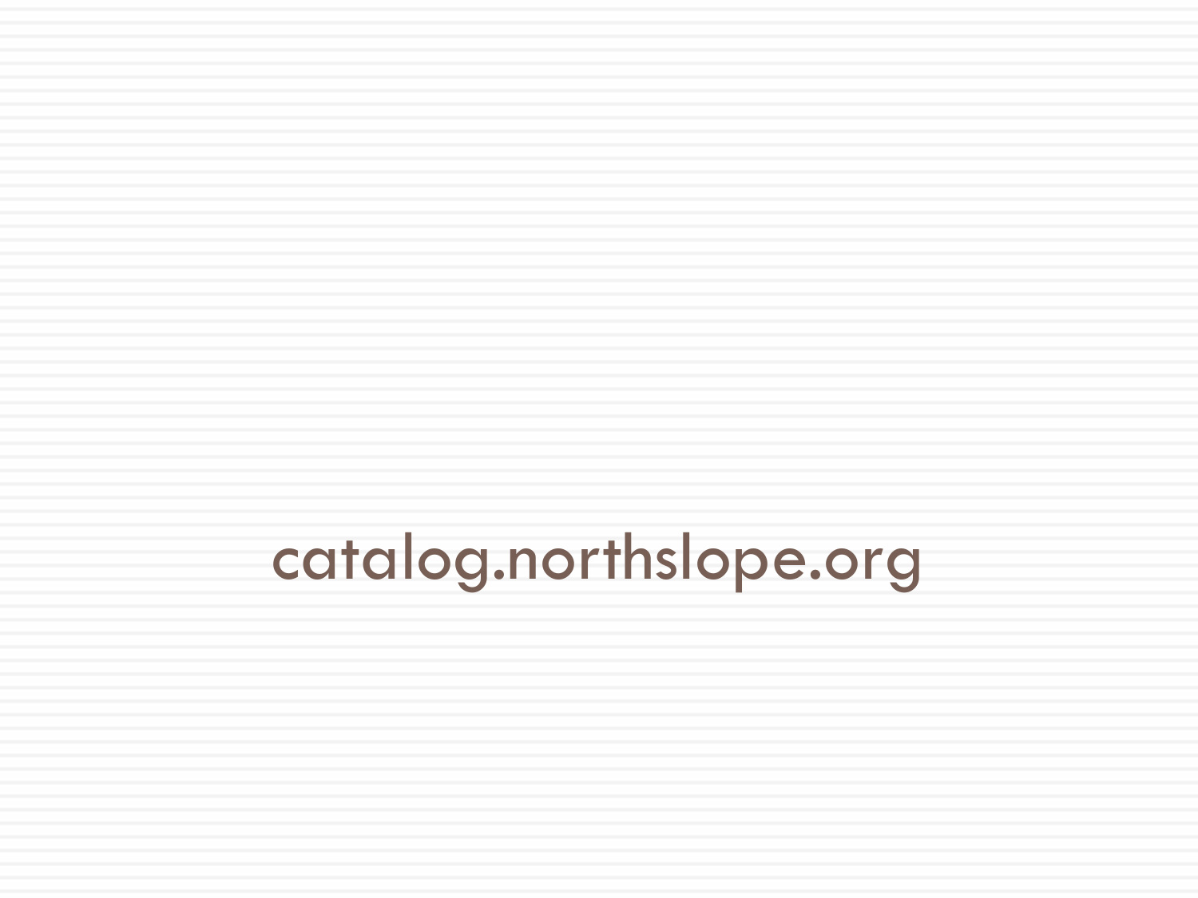catalog.northslope.org